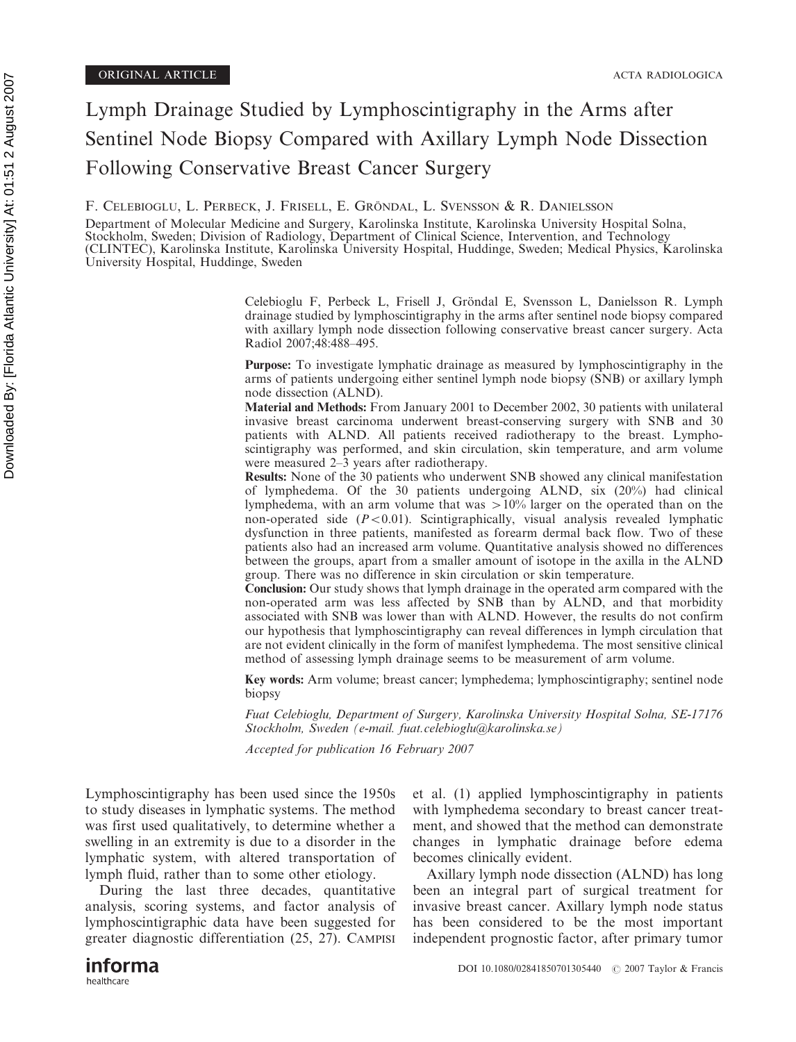ORIGINAL ARTICLE

# Lymph Drainage Studied by Lymphoscintigraphy in the Arms after Sentinel Node Biopsy Compared with Axillary Lymph Node Dissection Following Conservative Breast Cancer Surgery

F. Celebioglu, L. Perbeck, J. Frisell, E. Gröndal, L. Svensson & R. Danielsson

Department of Molecular Medicine and Surgery, Karolinska Institute, Karolinska University Hospital Solna, Stockholm, Sweden; Division of Radiology, Department of Clinical Science, Intervention, and Technology (CLINTEC), Karolinska Institute, Karolinska University Hospital, Huddinge, Sweden; Medical Physics, Karolinska University Hospital, Huddinge, Sweden

Celebioglu F, Perbeck L, Frisell J, Gröndal E, Svensson L, Danielsson R. Lymph drainage studied by lymphoscintigraphy in the arms after sentinel node biopsy compared with axillary lymph node dissection following conservative breast cancer surgery. Acta Radiol 2007;48:488–495.

**Purpose:** To investigate lymphatic drainage as measured by lymphoscintigraphy in the arms of patients undergoing either sentinel lymph node biopsy (SNB) or axillary lymph node dissection (ALND).

**Material and Methods:** From January 2001 to December 2002, 30 patients with unilateral invasive breast carcinoma underwent breast-conserving surgery with SNB and 30 patients with ALND. All patients received radiotherapy to the breast. Lymphoscintigraphy was performed, and skin circulation, skin temperature, and arm volume were measured 2–3 years after radiotherapy.

**Results:** None of the 30 patients who underwent SNB showed any clinical manifestation of lymphedema. Of the 30 patients undergoing ALND, six (20%) had clinical lymphedema, with an arm volume that was $>10\%$ larger on the operated than on the non-operated side ($P<0.01$). Scintigraphically, visual analysis revealed lymphatic dysfunction in three patients, manifested as forearm dermal back flow. Two of these patients also had an increased arm volume. Quantitative analysis showed no differences between the groups, apart from a smaller amount of isotope in the axilla in the ALND group. There was no difference in skin circulation or skin temperature.

**Conclusion:** Our study shows that lymph drainage in the operated arm compared with the non-operated arm was less affected by SNB than by ALND, and that morbidity associated with SNB was lower than with ALND. However, the results do not confirm our hypothesis that lymphoscintigraphy can reveal differences in lymph circulation that are not evident clinically in the form of manifest lymphedema. The most sensitive clinical method of assessing lymph drainage seems to be measurement of arm volume.

**Key words:** Arm volume; breast cancer; lymphedema; lymphoscintigraphy; sentinel node biopsy

*Fuat Celebioglu, Department of Surgery, Karolinska University Hospital Solna, SE-17176 Stockholm, Sweden (e-mail. fuat.celebioglu@karolinska.se)*

*Accepted for publication 16 February 2007*

Lymphoscintigraphy has been used since the 1950s to study diseases in lymphatic systems. The method was first used qualitatively, to determine whether a swelling in an extremity is due to a disorder in the lymphatic system, with altered transportation of lymph fluid, rather than to some other etiology.

During the last three decades, quantitative analysis, scoring systems, and factor analysis of lymphoscintigraphic data have been suggested for greater diagnostic differentiation (25, 27). Campisi et al. (1) applied lymphoscintigraphy in patients with lymphedema secondary to breast cancer treatment, and showed that the method can demonstrate changes in lymphatic drainage before edema becomes clinically evident.

Axillary lymph node dissection (ALND) has long been an integral part of surgical treatment for invasive breast cancer. Axillary lymph node status has been considered to be the most important independent prognostic factor, after primary tumor

DOI 10.1080/02841850701305440 © 2007 Taylor & Francis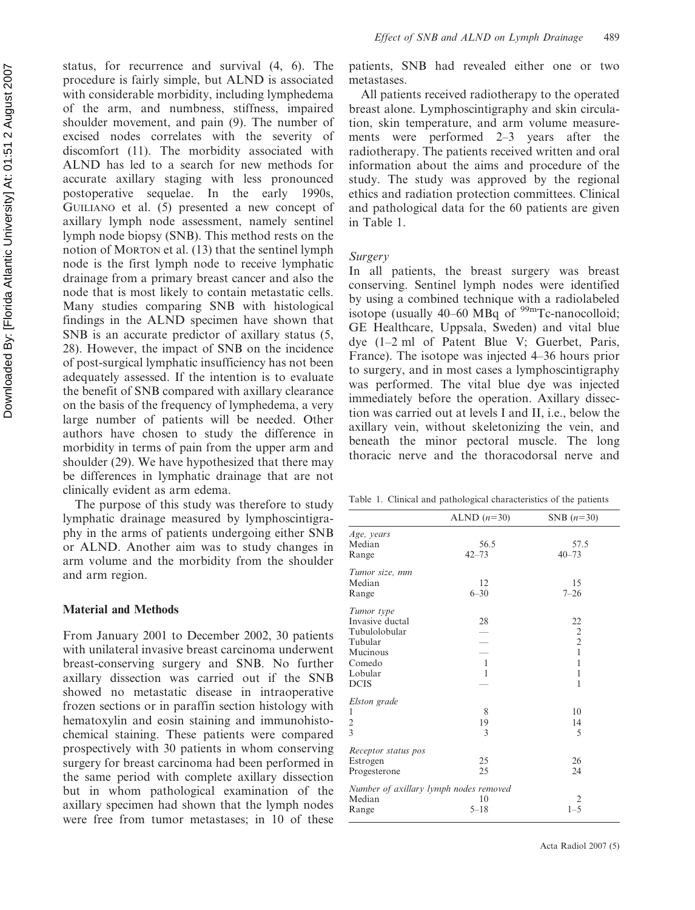status, for recurrence and survival (4, 6). The procedure is fairly simple, but ALND is associated with considerable morbidity, including lymphedema of the arm, and numbness, stiffness, impaired shoulder movement, and pain (9). The number of excised nodes correlates with the severity of discomfort (11). The morbidity associated with ALND has led to a search for new methods for accurate axillary staging with less pronounced postoperative sequelae. In the early 1990s, GUILIANO et al. (5) presented a new concept of axillary lymph node assessment, namely sentinel lymph node biopsy (SNB). This method rests on the notion of MORTON et al. (13) that the sentinel lymph node is the first lymph node to receive lymphatic drainage from a primary breast cancer and also the node that is most likely to contain metastatic cells. Many studies comparing SNB with histological findings in the ALND specimen have shown that SNB is an accurate predictor of axillary status (5, 28). However, the impact of SNB on the incidence of post-surgical lymphatic insufficiency has not been adequately assessed. If the intention is to evaluate the benefit of SNB compared with axillary clearance on the basis of the frequency of lymphedema, a very large number of patients will be needed. Other authors have chosen to study the difference in morbidity in terms of pain from the upper arm and shoulder (29). We have hypothesized that there may be differences in lymphatic drainage that are not clinically evident as arm edema.

The purpose of this study was therefore to study lymphatic drainage measured by lymphoscintigraphy in the arms of patients undergoing either SNB or ALND. Another aim was to study changes in arm volume and the morbidity from the shoulder and arm region.

## Material and Methods

From January 2001 to December 2002, 30 patients with unilateral invasive breast carcinoma underwent breast-conserving surgery and SNB. No further axillary dissection was carried out if the SNB showed no metastatic disease in intraoperative frozen sections or in paraffin section histology with hematoxylin and eosin staining and immunohistochemical staining. These patients were compared prospectively with 30 patients in whom conserving surgery for breast carcinoma had been performed in the same period with complete axillary dissection but in whom pathological examination of the axillary specimen had shown that the lymph nodes were free from tumor metastases; in 10 of these patients, SNB had revealed either one or two metastases.

All patients received radiotherapy to the operated breast alone. Lymphoscintigraphy and skin circulation, skin temperature, and arm volume measurements were performed 2–3 years after the radiotherapy. The patients received written and oral information about the aims and procedure of the study. The study was approved by the regional ethics and radiation protection committees. Clinical and pathological data for the 60 patients are given in Table 1.

### *Surgery*

In all patients, the breast surgery was breast conserving. Sentinel lymph nodes were identified by using a combined technique with a radiolabeled isotope (usually 40–60 MBq of $^{99m}$Tc-nanocolloid; GE Healthcare, Uppsala, Sweden) and vital blue dye (1–2 ml of Patent Blue V; Guerbet, Paris, France). The isotope was injected 4–36 hours prior to surgery, and in most cases a lymphoscintigraphy was performed. The vital blue dye was injected immediately before the operation. Axillary dissection was carried out at levels I and II, i.e., below the axillary vein, without skeletonizing the vein, and beneath the minor pectoral muscle. The long thoracic nerve and the thoracodorsal nerve and

Table 1. Clinical and pathological characteristics of the patients

| | ALND ($n$=30) | SNB ($n$=30) |
|---|---|---|
| *Age, years* | | |
| Median | 56.5 | 57.5 |
| Range | 42–73 | 40–73 |
| *Tumor size, mm* | | |
| Median | 12 | 15 |
| Range | 6–30 | 7–26 |
| *Tumor type* | | |
| Invasive ductal | 28 | 22 |
| Tubulolobular | — | 2 |
| Tubular | — | 2 |
| Mucinous | — | 1 |
| Comedo | 1 | 1 |
| Lobular | 1 | 1 |
| DCIS | — | 1 |
| *Elston grade* | | |
| 1 | 8 | 10 |
| 2 | 19 | 14 |
| 3 | 3 | 5 |
| *Receptor status pos* | | |
| Estrogen | 25 | 26 |
| Progesterone | 25 | 24 |
| *Number of axillary lymph nodes removed* | | |
| Median | 10 | 2 |
| Range | 5–18 | 1–5 |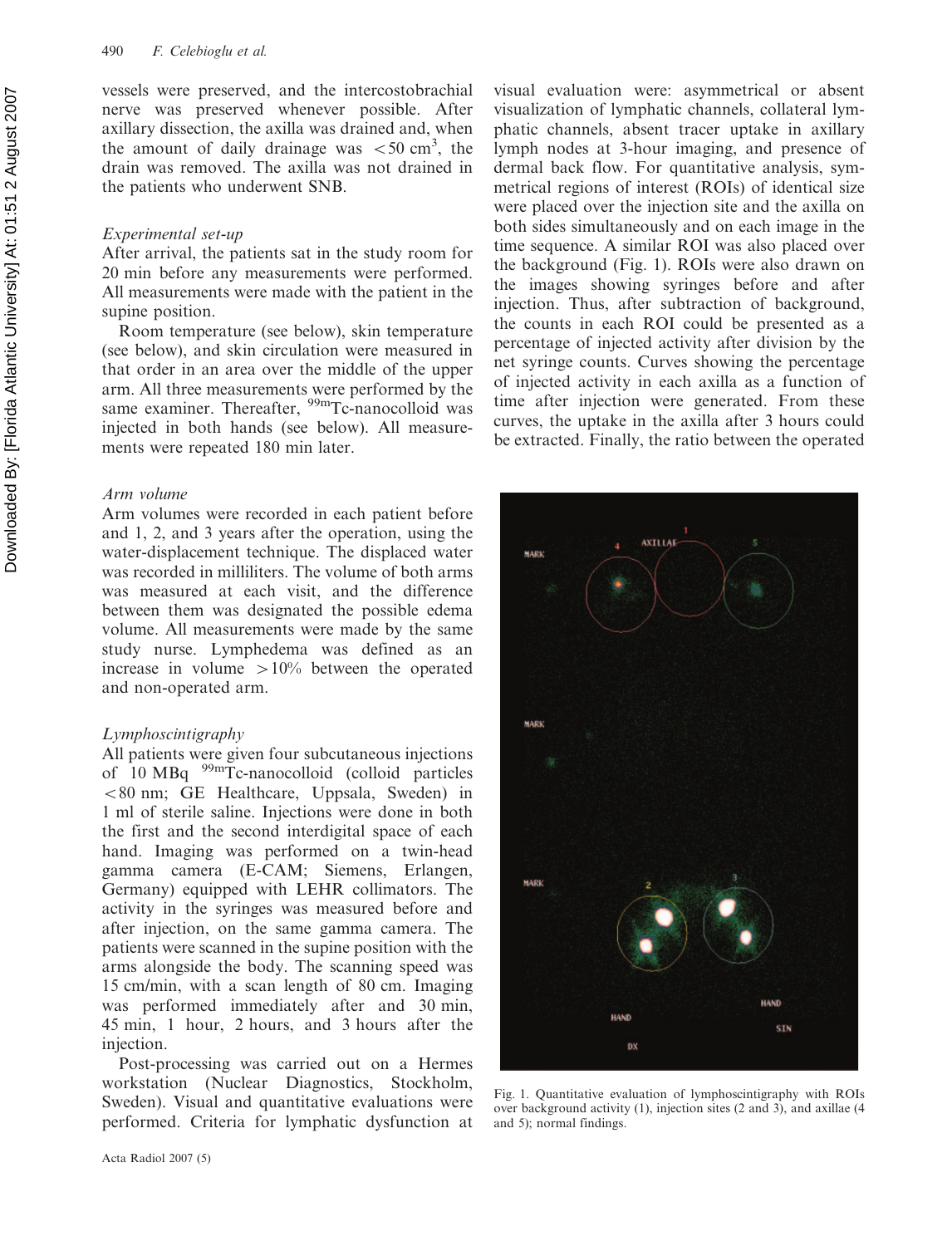vessels were preserved, and the intercostobrachial nerve was preserved whenever possible. After axillary dissection, the axilla was drained and, when the amount of daily drainage was $<50\ cm^3$, the drain was removed. The axilla was not drained in the patients who underwent SNB.

### *Experimental set-up*

After arrival, the patients sat in the study room for 20 min before any measurements were performed. All measurements were made with the patient in the supine position.

Room temperature (see below), skin temperature (see below), and skin circulation were measured in that order in an area over the middle of the upper arm. All three measurements were performed by the same examiner. Thereafter, $^{99m}$Tc-nanocolloid was injected in both hands (see below). All measurements were repeated 180 min later.

### *Arm volume*

Arm volumes were recorded in each patient before and 1, 2, and 3 years after the operation, using the water-displacement technique. The displaced water was recorded in milliliters. The volume of both arms was measured at each visit, and the difference between them was designated the possible edema volume. All measurements were made by the same study nurse. Lymphedema was defined as an increase in volume $>10\%$ between the operated and non-operated arm.

### *Lymphoscintigraphy*

All patients were given four subcutaneous injections of 10 MBq $^{99m}$Tc-nanocolloid (colloid particles $<80$ nm; GE Healthcare, Uppsala, Sweden) in 1 ml of sterile saline. Injections were done in both the first and the second interdigital space of each hand. Imaging was performed on a twin-head gamma camera (E-CAM; Siemens, Erlangen, Germany) equipped with LEHR collimators. The activity in the syringes was measured before and after injection, on the same gamma camera. The patients were scanned in the supine position with the arms alongside the body. The scanning speed was 15 cm/min, with a scan length of 80 cm. Imaging was performed immediately after and 30 min, 45 min, 1 hour, 2 hours, and 3 hours after the injection.

Post-processing was carried out on a Hermes workstation (Nuclear Diagnostics, Stockholm, Sweden). Visual and quantitative evaluations were performed. Criteria for lymphatic dysfunction at visual evaluation were: asymmetrical or absent visualization of lymphatic channels, collateral lymphatic channels, absent tracer uptake in axillary lymph nodes at 3-hour imaging, and presence of dermal back flow. For quantitative analysis, symmetrical regions of interest (ROIs) of identical size were placed over the injection site and the axilla on both sides simultaneously and on each image in the time sequence. A similar ROI was also placed over the background (Fig. 1). ROIs were also drawn on the images showing syringes before and after injection. Thus, after subtraction of background, the counts in each ROI could be presented as a percentage of injected activity after division by the net syringe counts. Curves showing the percentage of injected activity in each axilla as a function of time after injection were generated. From these curves, the uptake in the axilla after 3 hours could be extracted. Finally, the ratio between the operated

Fig. 1. Quantitative evaluation of lymphoscintigraphy with ROIs over background activity (1), injection sites (2 and 3), and axillae (4 and 5); normal findings.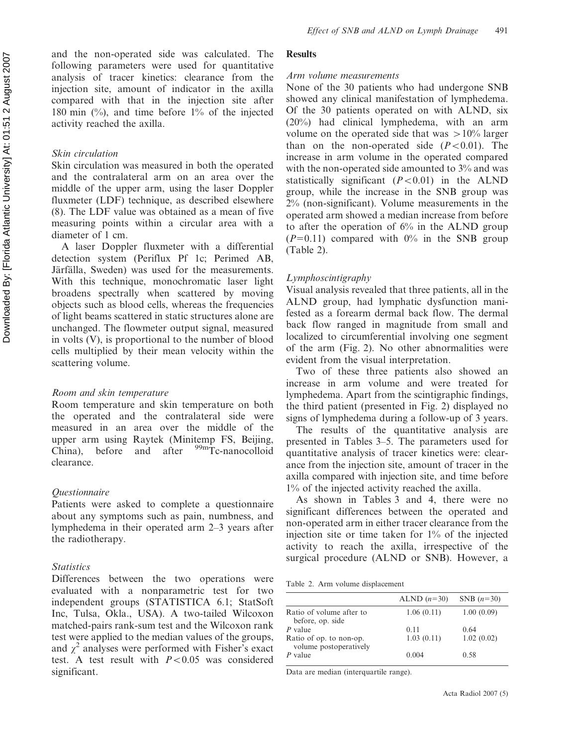and the non-operated side was calculated. The following parameters were used for quantitative analysis of tracer kinetics: clearance from the injection site, amount of indicator in the axilla compared with that in the injection site after 180 min (%), and time before 1% of the injected activity reached the axilla.

### *Skin circulation*

Skin circulation was measured in both the operated and the contralateral arm on an area over the middle of the upper arm, using the laser Doppler fluxmeter (LDF) technique, as described elsewhere (8). The LDF value was obtained as a mean of five measuring points within a circular area with a diameter of 1 cm.

A laser Doppler fluxmeter with a differential detection system (Periflux Pf 1c; Perimed AB, Järfälla, Sweden) was used for the measurements. With this technique, monochromatic laser light broadens spectrally when scattered by moving objects such as blood cells, whereas the frequencies of light beams scattered in static structures alone are unchanged. The flowmeter output signal, measured in volts (V), is proportional to the number of blood cells multiplied by their mean velocity within the scattering volume.

### *Room and skin temperature*

Room temperature and skin temperature on both the operated and the contralateral side were measured in an area over the middle of the upper arm using Raytek (Minitemp FS, Beijing, China), before and after $^{99m}$Tc-nanocolloid clearance.

### *Questionnaire*

Patients were asked to complete a questionnaire about any symptoms such as pain, numbness, and lymphedema in their operated arm 2–3 years after the radiotherapy.

### *Statistics*

Differences between the two operations were evaluated with a nonparametric test for two independent groups (STATISTICA 6.1; StatSoft Inc, Tulsa, Okla., USA). A two-tailed Wilcoxon matched-pairs rank-sum test and the Wilcoxon rank test were applied to the median values of the groups, and $\chi^2$ analyses were performed with Fisher's exact test. A test result with $P < 0.05$ was considered significant.

## Results

### *Arm volume measurements*

None of the 30 patients who had undergone SNB showed any clinical manifestation of lymphedema. Of the 30 patients operated on with ALND, six (20%) had clinical lymphedema, with an arm volume on the operated side that was >10% larger than on the non-operated side ($P < 0.01$). The increase in arm volume in the operated compared with the non-operated side amounted to 3% and was statistically significant ($P < 0.01$) in the ALND group, while the increase in the SNB group was 2% (non-significant). Volume measurements in the operated arm showed a median increase from before to after the operation of 6% in the ALND group ($P = 0.11$) compared with 0% in the SNB group (Table 2).

### *Lymphoscintigraphy*

Visual analysis revealed that three patients, all in the ALND group, had lymphatic dysfunction manifested as a forearm dermal back flow. The dermal back flow ranged in magnitude from small and localized to circumferential involving one segment of the arm (Fig. 2). No other abnormalities were evident from the visual interpretation.

Two of these three patients also showed an increase in arm volume and were treated for lymphedema. Apart from the scintigraphic findings, the third patient (presented in Fig. 2) displayed no signs of lymphedema during a follow-up of 3 years.

The results of the quantitative analysis are presented in Tables 3–5. The parameters used for quantitative analysis of tracer kinetics were: clearance from the injection site, amount of tracer in the axilla compared with injection site, and time before 1% of the injected activity reached the axilla.

As shown in Tables 3 and 4, there were no significant differences between the operated and non-operated arm in either tracer clearance from the injection site or time taken for 1% of the injected activity to reach the axilla, irrespective of the surgical procedure (ALND or SNB). However, a

Table 2. Arm volume displacement

| | ALND ($n = 30$) | SNB ($n = 30$) |
|---|---|---|
| Ratio of volume after to before, op. side | 1.06 (0.11) | 1.00 (0.09) |
| $P$ value | 0.11 | 0.64 |
| Ratio of op. to non-op. volume postoperatively | 1.03 (0.11) | 1.02 (0.02) |
| $P$ value | 0.004 | 0.58 |

Data are median (interquartile range).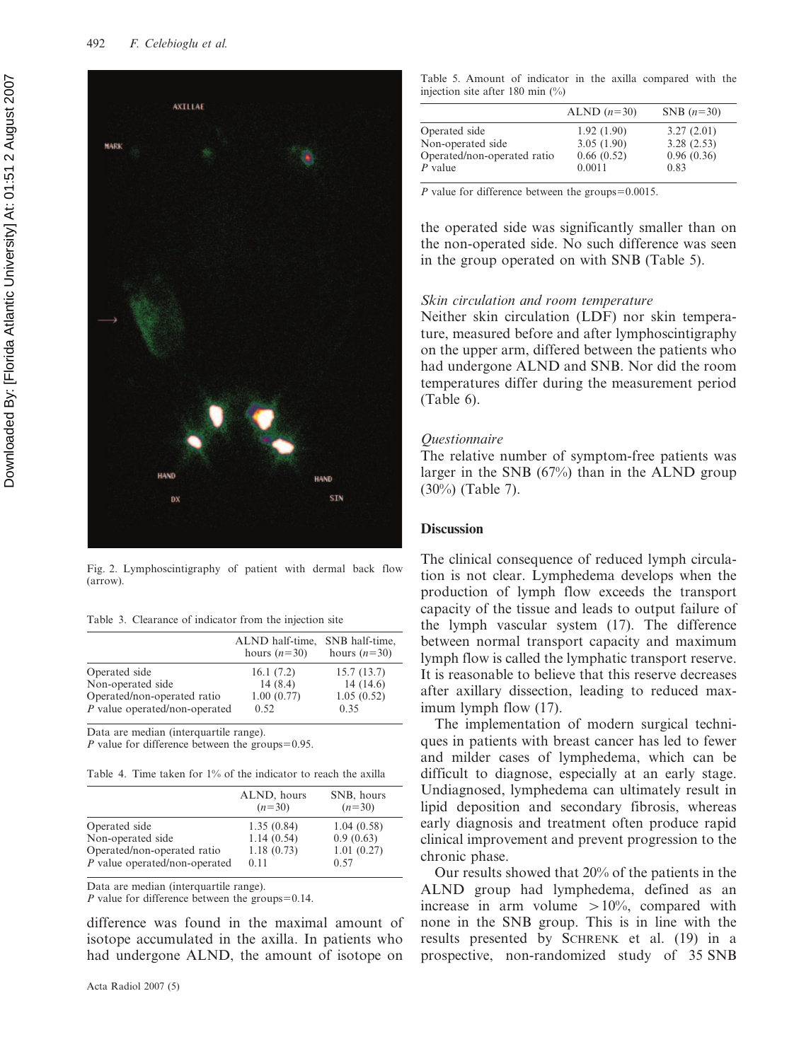Fig. 2. Lymphoscintigraphy of patient with dermal back flow (arrow).

Table 3. Clearance of indicator from the injection site

| | ALND half-time, hours ($n$=30) | SNB half-time, hours ($n$=30) |
|---|---|---|
| Operated side | 16.1 (7.2) | 15.7 (13.7) |
| Non-operated side | 14 (8.4) | 14 (14.6) |
| Operated/non-operated ratio | 1.00 (0.77) | 1.05 (0.52) |
| $P$ value operated/non-operated | 0.52 | 0.35 |

Data are median (interquartile range).
$P$ value for difference between the groups=0.95.

Table 4. Time taken for 1% of the indicator to reach the axilla

| | ALND, hours ($n$=30) | SNB, hours ($n$=30) |
|---|---|---|
| Operated side | 1.35 (0.84) | 1.04 (0.58) |
| Non-operated side | 1.14 (0.54) | 0.9 (0.63) |
| Operated/non-operated ratio | 1.18 (0.73) | 1.01 (0.27) |
| $P$ value operated/non-operated | 0.11 | 0.57 |

Data are median (interquartile range).
$P$ value for difference between the groups=0.14.

difference was found in the maximal amount of isotope accumulated in the axilla. In patients who had undergone ALND, the amount of isotope on the operated side was significantly smaller than on the non-operated side. No such difference was seen in the group operated on with SNB (Table 5).

Table 5. Amount of indicator in the axilla compared with the injection site after 180 min (%)

| | ALND ($n$=30) | SNB ($n$=30) |
|---|---|---|
| Operated side | 1.92 (1.90) | 3.27 (2.01) |
| Non-operated side | 3.05 (1.90) | 3.28 (2.53) |
| Operated/non-operated ratio | 0.66 (0.52) | 0.96 (0.36) |
| $P$ value | 0.0011 | 0.83 |

$P$ value for difference between the groups=0.0015.

### *Skin circulation and room temperature*

Neither skin circulation (LDF) nor skin temperature, measured before and after lymphoscintigraphy on the upper arm, differed between the patients who had undergone ALND and SNB. Nor did the room temperatures differ during the measurement period (Table 6).

### *Questionnaire*

The relative number of symptom-free patients was larger in the SNB (67%) than in the ALND group (30%) (Table 7).

## Discussion

The clinical consequence of reduced lymph circulation is not clear. Lymphedema develops when the production of lymph flow exceeds the transport capacity of the tissue and leads to output failure of the lymph vascular system (17). The difference between normal transport capacity and maximum lymph flow is called the lymphatic transport reserve. It is reasonable to believe that this reserve decreases after axillary dissection, leading to reduced maximum lymph flow (17).

The implementation of modern surgical techniques in patients with breast cancer has led to fewer and milder cases of lymphedema, which can be difficult to diagnose, especially at an early stage. Undiagnosed, lymphedema can ultimately result in lipid deposition and secondary fibrosis, whereas early diagnosis and treatment often produce rapid clinical improvement and prevent progression to the chronic phase.

Our results showed that 20% of the patients in the ALND group had lymphedema, defined as an increase in arm volume >10%, compared with none in the SNB group. This is in line with the results presented by Schrenk et al. (19) in a prospective, non-randomized study of 35 SNB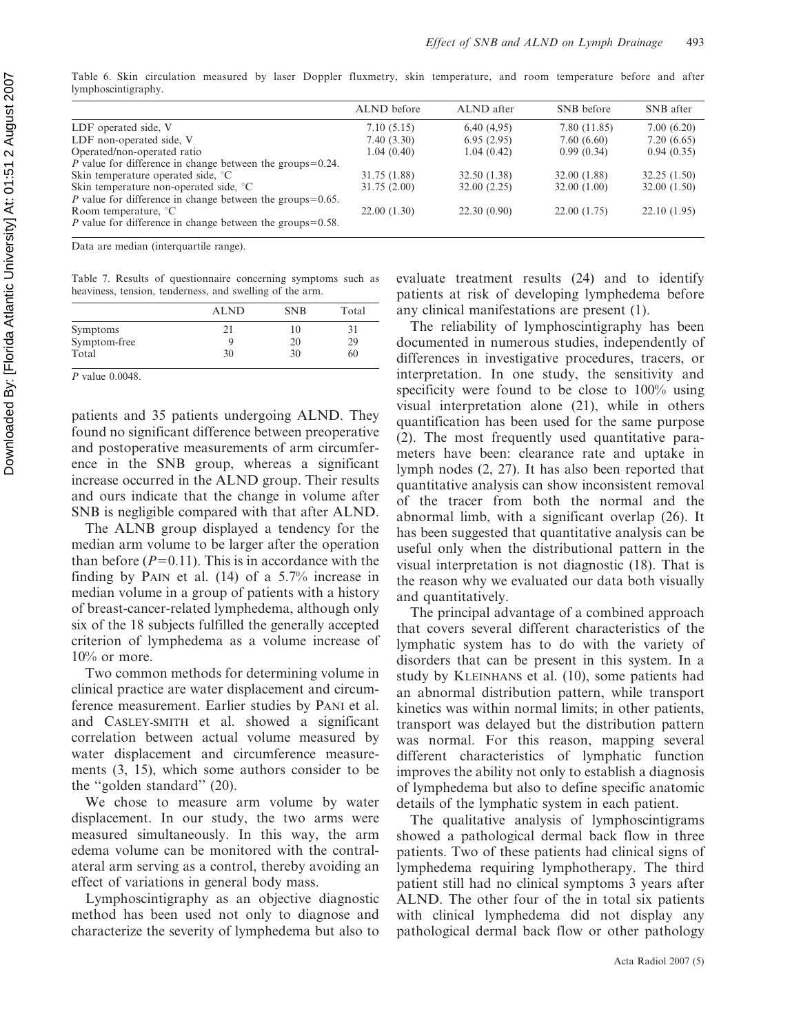Table 6. Skin circulation measured by laser Doppler fluxmetry, skin temperature, and room temperature before and after lymphoscintigraphy.

| | ALND before | ALND after | SNB before | SNB after |
|---|---|---|---|---|
| LDF operated side, V | 7.10 (5.15) | 6,40 (4,95) | 7.80 (11.85) | 7.00 (6.20) |
| LDF non-operated side, V | 7.40 (3.30) | 6.95 (2.95) | 7.60 (6.60) | 7.20 (6.65) |
| Operated/non-operated ratio | 1.04 (0.40) | 1.04 (0.42) | 0.99 (0.34) | 0.94 (0.35) |
| *P* value for difference in change between the groups=0.24. | | | | |
| Skin temperature operated side, °C | 31.75 (1.88) | 32.50 (1.38) | 32.00 (1.88) | 32.25 (1.50) |
| Skin temperature non-operated side, °C | 31.75 (2.00) | 32.00 (2.25) | 32.00 (1.00) | 32.00 (1.50) |
| *P* value for difference in change between the groups=0.65. | | | | |
| Room temperature, °C | 22.00 (1.30) | 22.30 (0.90) | 22.00 (1.75) | 22.10 (1.95) |
| *P* value for difference in change between the groups=0.58. | | | | |

Data are median (interquartile range).

Table 7. Results of questionnaire concerning symptoms such as heaviness, tension, tenderness, and swelling of the arm.

| | ALND | SNB | Total |
|---|---|---|---|
| Symptoms | 21 | 10 | 31 |
| Symptom-free | 9 | 20 | 29 |
| Total | 30 | 30 | 60 |

*P* value 0.0048.

patients and 35 patients undergoing ALND. They found no significant difference between preoperative and postoperative measurements of arm circumference in the SNB group, whereas a significant increase occurred in the ALND group. Their results and ours indicate that the change in volume after SNB is negligible compared with that after ALND.

The ALNB group displayed a tendency for the median arm volume to be larger after the operation than before ($P=0.11$). This is in accordance with the finding by PAIN et al. (14) of a 5.7% increase in median volume in a group of patients with a history of breast-cancer-related lymphedema, although only six of the 18 subjects fulfilled the generally accepted criterion of lymphedema as a volume increase of 10% or more.

Two common methods for determining volume in clinical practice are water displacement and circumference measurement. Earlier studies by PANI et al. and CASLEY-SMITH et al. showed a significant correlation between actual volume measured by water displacement and circumference measurements (3, 15), which some authors consider to be the "golden standard" (20).

We chose to measure arm volume by water displacement. In our study, the two arms were measured simultaneously. In this way, the arm edema volume can be monitored with the contralateral arm serving as a control, thereby avoiding an effect of variations in general body mass.

Lymphoscintigraphy as an objective diagnostic method has been used not only to diagnose and characterize the severity of lymphedema but also to evaluate treatment results (24) and to identify patients at risk of developing lymphedema before any clinical manifestations are present (1).

The reliability of lymphoscintigraphy has been documented in numerous studies, independently of differences in investigative procedures, tracers, or interpretation. In one study, the sensitivity and specificity were found to be close to 100% using visual interpretation alone (21), while in others quantification has been used for the same purpose (2). The most frequently used quantitative parameters have been: clearance rate and uptake in lymph nodes (2, 27). It has also been reported that quantitative analysis can show inconsistent removal of the tracer from both the normal and the abnormal limb, with a significant overlap (26). It has been suggested that quantitative analysis can be useful only when the distributional pattern in the visual interpretation is not diagnostic (18). That is the reason why we evaluated our data both visually and quantitatively.

The principal advantage of a combined approach that covers several different characteristics of the lymphatic system has to do with the variety of disorders that can be present in this system. In a study by KLEINHANS et al. (10), some patients had an abnormal distribution pattern, while transport kinetics was within normal limits; in other patients, transport was delayed but the distribution pattern was normal. For this reason, mapping several different characteristics of lymphatic function improves the ability not only to establish a diagnosis of lymphedema but also to define specific anatomic details of the lymphatic system in each patient.

The qualitative analysis of lymphoscintigrams showed a pathological dermal back flow in three patients. Two of these patients had clinical signs of lymphedema requiring lymphotherapy. The third patient still had no clinical symptoms 3 years after ALND. The other four of the in total six patients with clinical lymphedema did not display any pathological dermal back flow or other pathology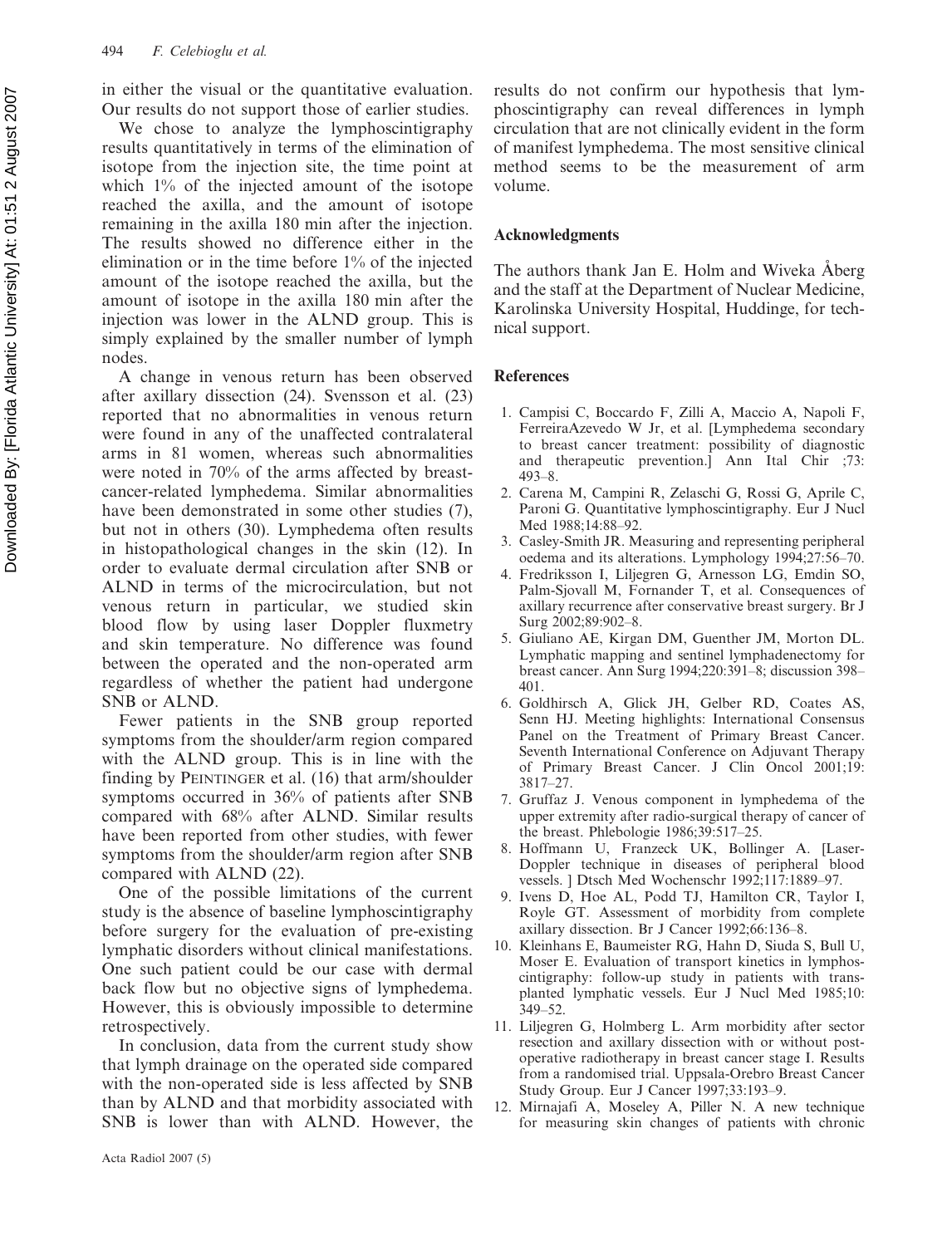in either the visual or the quantitative evaluation. Our results do not support those of earlier studies.

We chose to analyze the lymphoscintigraphy results quantitatively in terms of the elimination of isotope from the injection site, the time point at which 1% of the injected amount of the isotope reached the axilla, and the amount of isotope remaining in the axilla 180 min after the injection. The results showed no difference either in the elimination or in the time before 1% of the injected amount of the isotope reached the axilla, but the amount of isotope in the axilla 180 min after the injection was lower in the ALND group. This is simply explained by the smaller number of lymph nodes.

A change in venous return has been observed after axillary dissection (24). Svensson et al. (23) reported that no abnormalities in venous return were found in any of the unaffected contralateral arms in 81 women, whereas such abnormalities were noted in 70% of the arms affected by breast-cancer-related lymphedema. Similar abnormalities have been demonstrated in some other studies (7), but not in others (30). Lymphedema often results in histopathological changes in the skin (12). In order to evaluate dermal circulation after SNB or ALND in terms of the microcirculation, but not venous return in particular, we studied skin blood flow by using laser Doppler fluxmetry and skin temperature. No difference was found between the operated and the non-operated arm regardless of whether the patient had undergone SNB or ALND.

Fewer patients in the SNB group reported symptoms from the shoulder/arm region compared with the ALND group. This is in line with the finding by Peintinger et al. (16) that arm/shoulder symptoms occurred in 36% of patients after SNB compared with 68% after ALND. Similar results have been reported from other studies, with fewer symptoms from the shoulder/arm region after SNB compared with ALND (22).

One of the possible limitations of the current study is the absence of baseline lymphoscintigraphy before surgery for the evaluation of pre-existing lymphatic disorders without clinical manifestations. One such patient could be our case with dermal back flow but no objective signs of lymphedema. However, this is obviously impossible to determine retrospectively.

In conclusion, data from the current study show that lymph drainage on the operated side compared with the non-operated side is less affected by SNB than by ALND and that morbidity associated with SNB is lower than with ALND. However, the results do not confirm our hypothesis that lymphoscintigraphy can reveal differences in lymph circulation that are not clinically evident in the form of manifest lymphedema. The most sensitive clinical method seems to be the measurement of arm volume.

## Acknowledgments

The authors thank Jan E. Holm and Wiveka Åberg and the staff at the Department of Nuclear Medicine, Karolinska University Hospital, Huddinge, for technical support.

## References

1. Campisi C, Boccardo F, Zilli A, Maccio A, Napoli F, FerreiraAzevedo W Jr, et al. [Lymphedema secondary to breast cancer treatment: possibility of diagnostic and therapeutic prevention.] Ann Ital Chir ;73: 493–8.
2. Carena M, Campini R, Zelaschi G, Rossi G, Aprile C, Paroni G. Quantitative lymphoscintigraphy. Eur J Nucl Med 1988;14:88–92.
3. Casley-Smith JR. Measuring and representing peripheral oedema and its alterations. Lymphology 1994;27:56–70.
4. Fredriksson I, Liljegren G, Arnesson LG, Emdin SO, Palm-Sjovall M, Fornander T, et al. Consequences of axillary recurrence after conservative breast surgery. Br J Surg 2002;89:902–8.
5. Giuliano AE, Kirgan DM, Guenther JM, Morton DL. Lymphatic mapping and sentinel lymphadenectomy for breast cancer. Ann Surg 1994;220:391–8; discussion 398–401.
6. Goldhirsch A, Glick JH, Gelber RD, Coates AS, Senn HJ. Meeting highlights: International Consensus Panel on the Treatment of Primary Breast Cancer. Seventh International Conference on Adjuvant Therapy of Primary Breast Cancer. J Clin Oncol 2001;19: 3817–27.
7. Gruffaz J. Venous component in lymphedema of the upper extremity after radio-surgical therapy of cancer of the breast. Phlebologie 1986;39:517–25.
8. Hoffmann U, Franzeck UK, Bollinger A. [Laser-Doppler technique in diseases of peripheral blood vessels. ] Dtsch Med Wochenschr 1992;117:1889–97.
9. Ivens D, Hoe AL, Podd TJ, Hamilton CR, Taylor I, Royle GT. Assessment of morbidity from complete axillary dissection. Br J Cancer 1992;66:136–8.
10. Kleinhans E, Baumeister RG, Hahn D, Siuda S, Bull U, Moser E. Evaluation of transport kinetics in lymphoscintigraphy: follow-up study in patients with transplanted lymphatic vessels. Eur J Nucl Med 1985;10: 349–52.
11. Liljegren G, Holmberg L. Arm morbidity after sector resection and axillary dissection with or without postoperative radiotherapy in breast cancer stage I. Results from a randomised trial. Uppsala-Orebro Breast Cancer Study Group. Eur J Cancer 1997;33:193–9.
12. Mirnajafi A, Moseley A, Piller N. A new technique for measuring skin changes of patients with chronic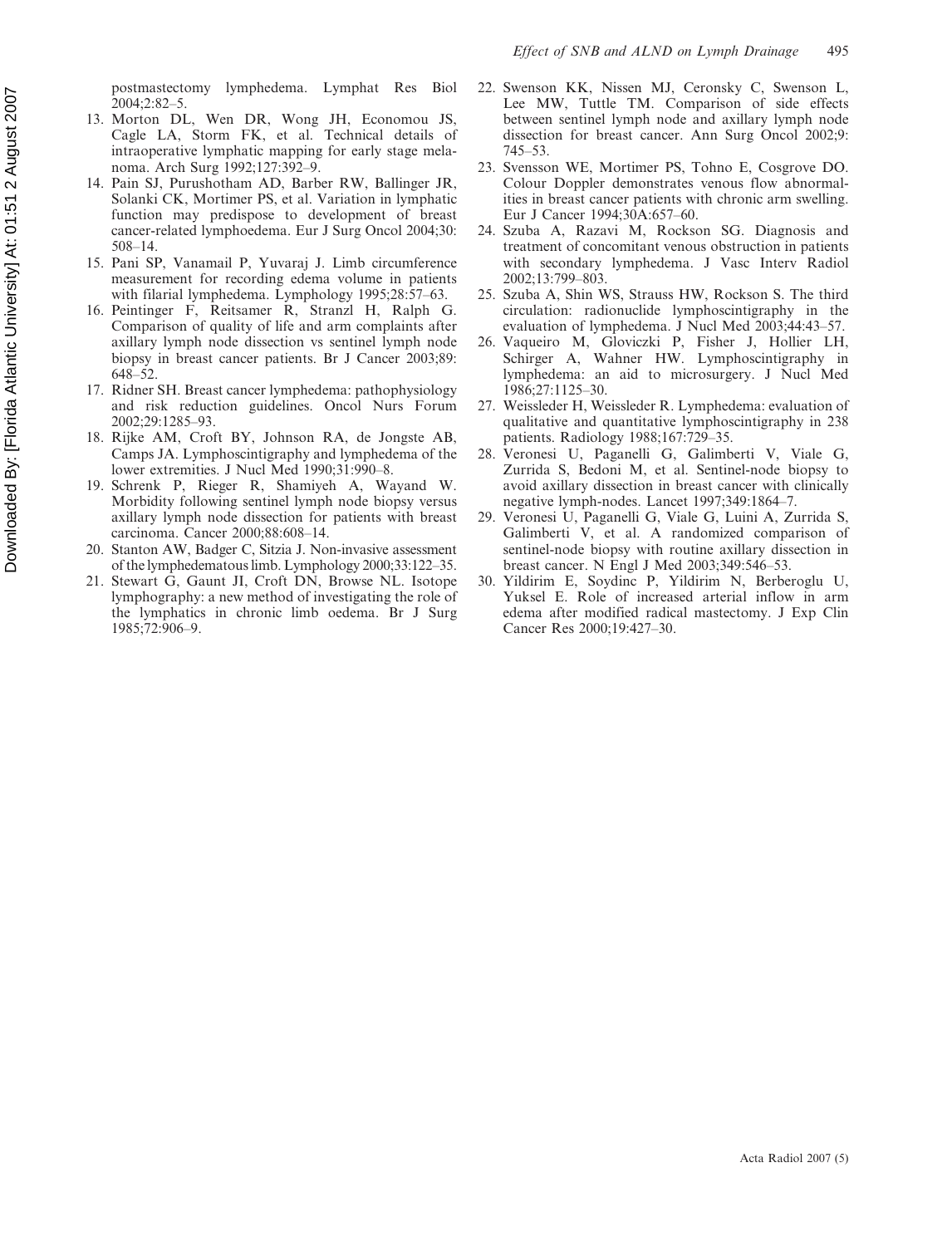postmastectomy lymphedema. Lymphat Res Biol 2004;2:82–5.

13. Morton DL, Wen DR, Wong JH, Economou JS, Cagle LA, Storm FK, et al. Technical details of intraoperative lymphatic mapping for early stage melanoma. Arch Surg 1992;127:392–9.
14. Pain SJ, Purushotham AD, Barber RW, Ballinger JR, Solanki CK, Mortimer PS, et al. Variation in lymphatic function may predispose to development of breast cancer-related lymphoedema. Eur J Surg Oncol 2004;30: 508–14.
15. Pani SP, Vanamail P, Yuvaraj J. Limb circumference measurement for recording edema volume in patients with filarial lymphedema. Lymphology 1995;28:57–63.
16. Peintinger F, Reitsamer R, Stranzl H, Ralph G. Comparison of quality of life and arm complaints after axillary lymph node dissection vs sentinel lymph node biopsy in breast cancer patients. Br J Cancer 2003;89: 648–52.
17. Ridner SH. Breast cancer lymphedema: pathophysiology and risk reduction guidelines. Oncol Nurs Forum 2002;29:1285–93.
18. Rijke AM, Croft BY, Johnson RA, de Jongste AB, Camps JA. Lymphoscintigraphy and lymphedema of the lower extremities. J Nucl Med 1990;31:990–8.
19. Schrenk P, Rieger R, Shamiyeh A, Wayand W. Morbidity following sentinel lymph node biopsy versus axillary lymph node dissection for patients with breast carcinoma. Cancer 2000;88:608–14.
20. Stanton AW, Badger C, Sitzia J. Non-invasive assessment of the lymphedematous limb. Lymphology 2000;33:122–35.
21. Stewart G, Gaunt JI, Croft DN, Browse NL. Isotope lymphography: a new method of investigating the role of the lymphatics in chronic limb oedema. Br J Surg 1985;72:906–9.
22. Swenson KK, Nissen MJ, Ceronsky C, Swenson L, Lee MW, Tuttle TM. Comparison of side effects between sentinel lymph node and axillary lymph node dissection for breast cancer. Ann Surg Oncol 2002;9: 745–53.
23. Svensson WE, Mortimer PS, Tohno E, Cosgrove DO. Colour Doppler demonstrates venous flow abnormalities in breast cancer patients with chronic arm swelling. Eur J Cancer 1994;30A:657–60.
24. Szuba A, Razavi M, Rockson SG. Diagnosis and treatment of concomitant venous obstruction in patients with secondary lymphedema. J Vasc Interv Radiol 2002;13:799–803.
25. Szuba A, Shin WS, Strauss HW, Rockson S. The third circulation: radionuclide lymphoscintigraphy in the evaluation of lymphedema. J Nucl Med 2003;44:43–57.
26. Vaqueiro M, Gloviczki P, Fisher J, Hollier LH, Schirger A, Wahner HW. Lymphoscintigraphy in lymphedema: an aid to microsurgery. J Nucl Med 1986;27:1125–30.
27. Weissleder H, Weissleder R. Lymphedema: evaluation of qualitative and quantitative lymphoscintigraphy in 238 patients. Radiology 1988;167:729–35.
28. Veronesi U, Paganelli G, Galimberti V, Viale G, Zurrida S, Bedoni M, et al. Sentinel-node biopsy to avoid axillary dissection in breast cancer with clinically negative lymph-nodes. Lancet 1997;349:1864–7.
29. Veronesi U, Paganelli G, Viale G, Luini A, Zurrida S, Galimberti V, et al. A randomized comparison of sentinel-node biopsy with routine axillary dissection in breast cancer. N Engl J Med 2003;349:546–53.
30. Yildirim E, Soydinc P, Yildirim N, Berberoglu U, Yuksel E. Role of increased arterial inflow in arm edema after modified radical mastectomy. J Exp Clin Cancer Res 2000;19:427–30.